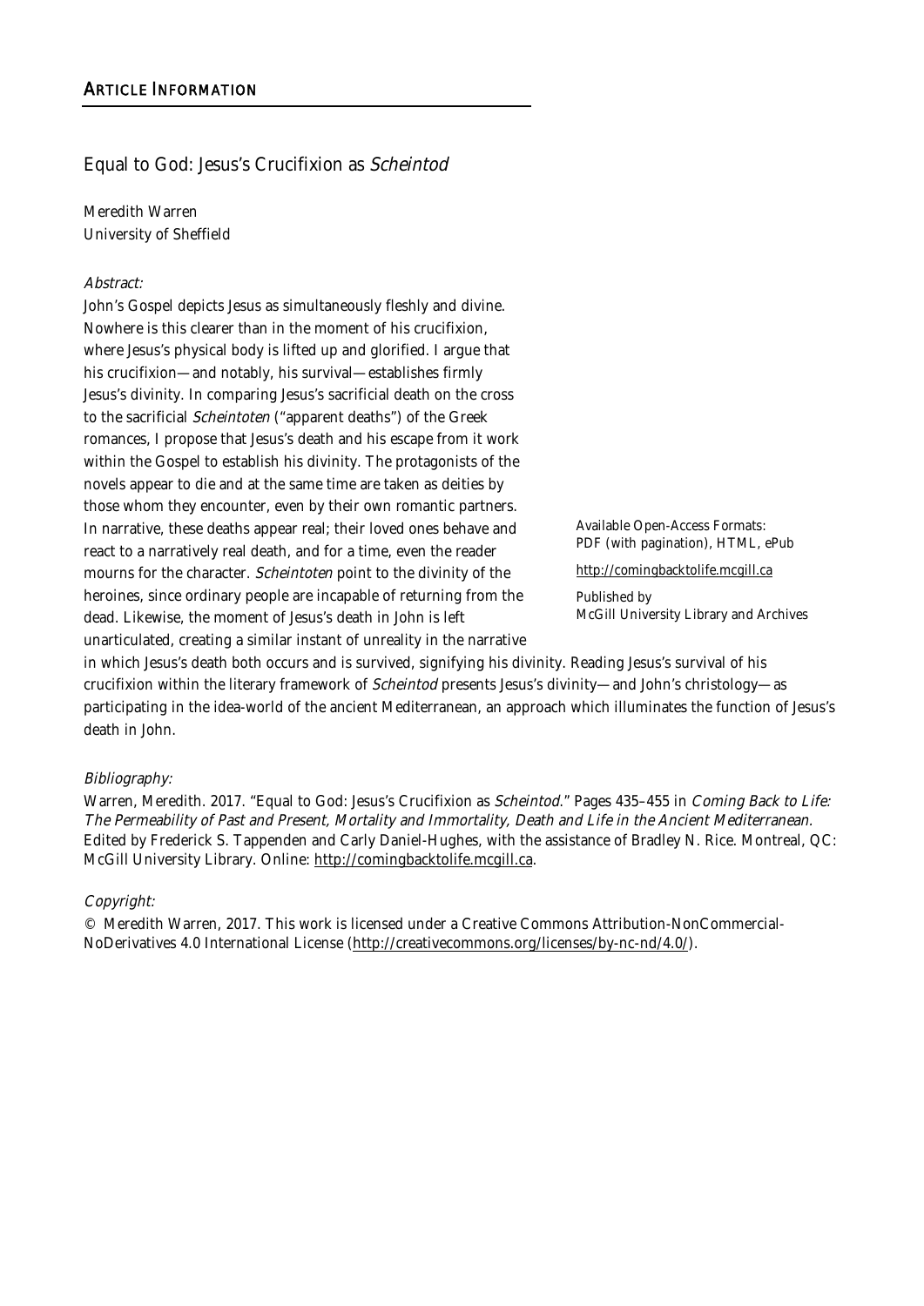## Article Information

### Equal to God: Jesus's Crucifixion as *Scheintod*

Meredith Warren
University of Sheffield

*Abstract:*

John's Gospel depicts Jesus as simultaneously fleshly and divine. Nowhere is this clearer than in the moment of his crucifixion, where Jesus's physical body is lifted up and glorified. I argue that his crucifixion—and notably, his survival—establishes firmly Jesus's divinity. In comparing Jesus's sacrificial death on the cross to the sacrificial *Scheintoten* ("apparent deaths") of the Greek romances, I propose that Jesus's death and his escape from it work within the Gospel to establish his divinity. The protagonists of the novels appear to die and at the same time are taken as deities by those whom they encounter, even by their own romantic partners. In narrative, these deaths appear real; their loved ones behave and react to a narratively real death, and for a time, even the reader mourns for the character. *Scheintoten* point to the divinity of the heroines, since ordinary people are incapable of returning from the dead. Likewise, the moment of Jesus's death in John is left unarticulated, creating a similar instant of unreality in the narrative in which Jesus's death both occurs and is survived, signifying his divinity. Reading Jesus's survival of his crucifixion within the literary framework of *Scheintod* presents Jesus's divinity—and John's christology—as participating in the idea-world of the ancient Mediterranean, an approach which illuminates the function of Jesus's death in John.

Available Open-Access Formats:
PDF (with pagination), HTML, ePub

http://comingbacktolife.mcgill.ca

Published by
McGill University Library and Archives

*Bibliography:*

Warren, Meredith. 2017. "Equal to God: Jesus's Crucifixion as *Scheintod*." Pages 435–455 in *Coming Back to Life: The Permeability of Past and Present, Mortality and Immortality, Death and Life in the Ancient Mediterranean.* Edited by Frederick S. Tappenden and Carly Daniel-Hughes, with the assistance of Bradley N. Rice. Montreal, QC: McGill University Library. Online: http://comingbacktolife.mcgill.ca.

*Copyright:*

© Meredith Warren, 2017. This work is licensed under a Creative Commons Attribution-NonCommercial-NoDerivatives 4.0 International License (http://creativecommons.org/licenses/by-nc-nd/4.0/).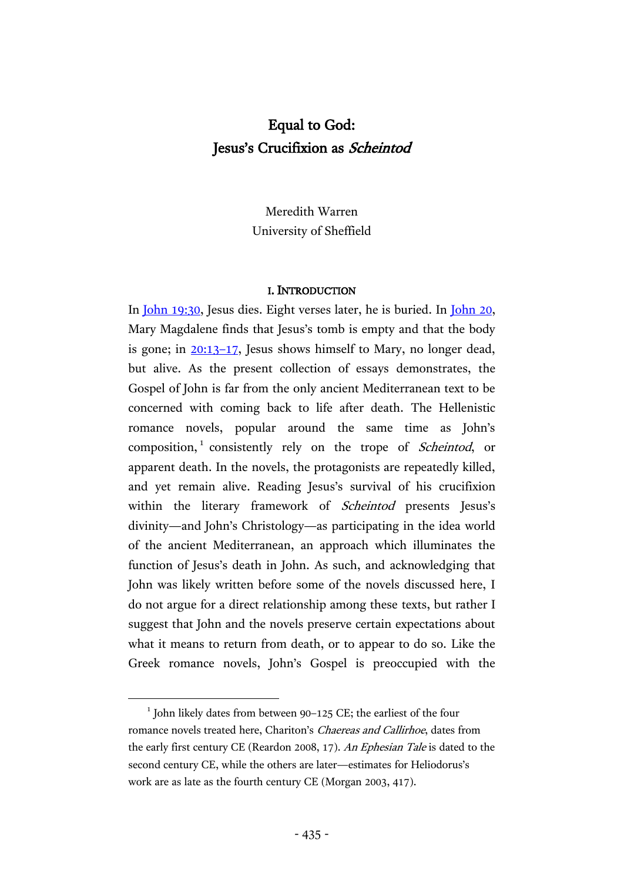# Equal to God: Jesus's Crucifixion as *Scheintod*

Meredith Warren
University of Sheffield

## I. Introduction

In John 19:30, Jesus dies. Eight verses later, he is buried. In John 20, Mary Magdalene finds that Jesus's tomb is empty and that the body is gone; in 20:13–17, Jesus shows himself to Mary, no longer dead, but alive. As the present collection of essays demonstrates, the Gospel of John is far from the only ancient Mediterranean text to be concerned with coming back to life after death. The Hellenistic romance novels, popular around the same time as John's composition,[1] consistently rely on the trope of *Scheintod*, or apparent death. In the novels, the protagonists are repeatedly killed, and yet remain alive. Reading Jesus's survival of his crucifixion within the literary framework of *Scheintod* presents Jesus's divinity—and John's Christology—as participating in the idea world of the ancient Mediterranean, an approach which illuminates the function of Jesus's death in John. As such, and acknowledging that John was likely written before some of the novels discussed here, I do not argue for a direct relationship among these texts, but rather I suggest that John and the novels preserve certain expectations about what it means to return from death, or to appear to do so. Like the Greek romance novels, John's Gospel is preoccupied with the

[1] John likely dates from between 90–125 CE; the earliest of the four romance novels treated here, Chariton's *Chaereas and Callirhoe*, dates from the early first century CE (Reardon 2008, 17). *An Ephesian Tale* is dated to the second century CE, while the others are later—estimates for Heliodorus's work are as late as the fourth century CE (Morgan 2003, 417).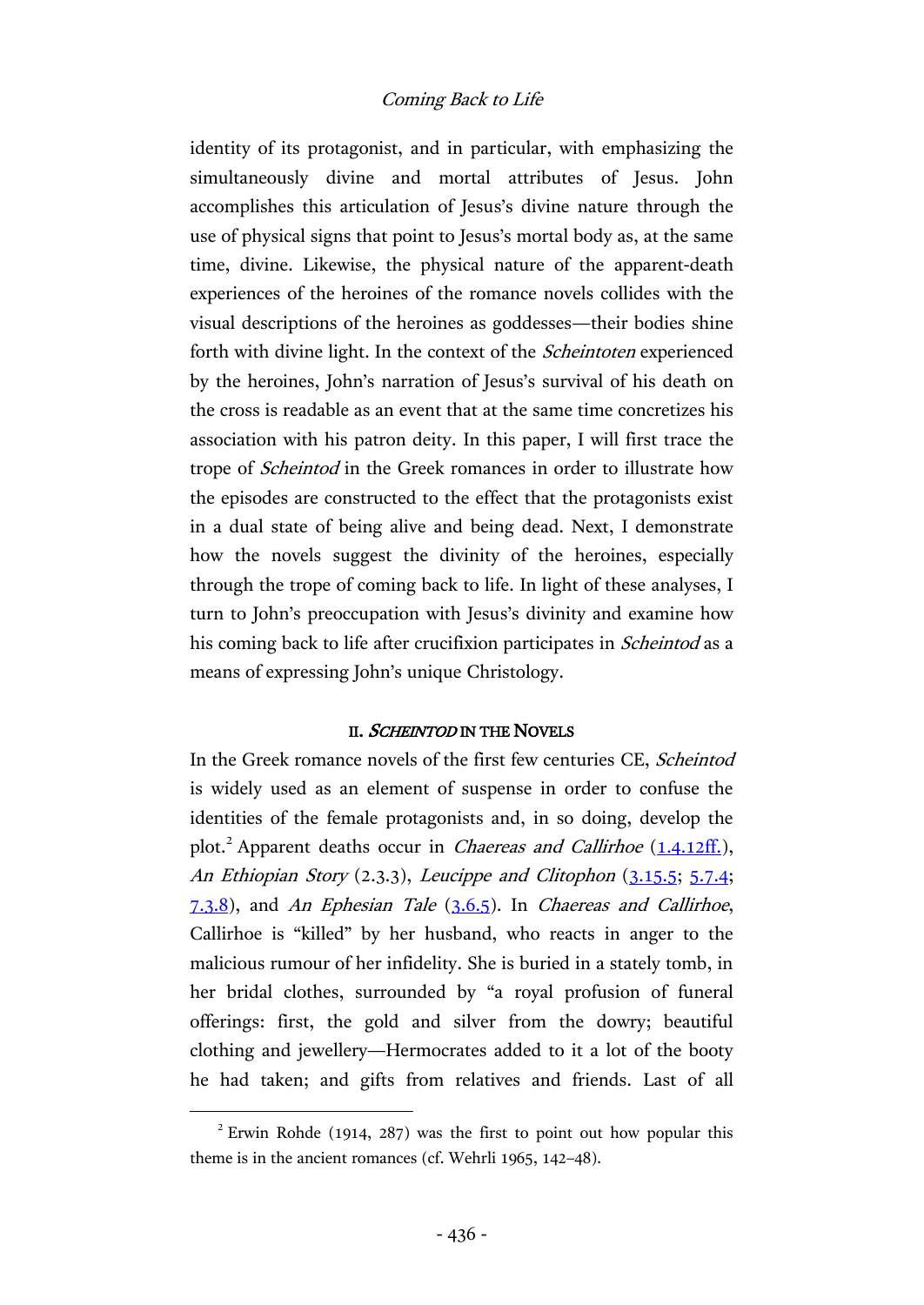identity of its protagonist, and in particular, with emphasizing the simultaneously divine and mortal attributes of Jesus. John accomplishes this articulation of Jesus's divine nature through the use of physical signs that point to Jesus's mortal body as, at the same time, divine. Likewise, the physical nature of the apparent-death experiences of the heroines of the romance novels collides with the visual descriptions of the heroines as goddesses—their bodies shine forth with divine light. In the context of the *Scheintoten* experienced by the heroines, John's narration of Jesus's survival of his death on the cross is readable as an event that at the same time concretizes his association with his patron deity. In this paper, I will first trace the trope of *Scheintod* in the Greek romances in order to illustrate how the episodes are constructed to the effect that the protagonists exist in a dual state of being alive and being dead. Next, I demonstrate how the novels suggest the divinity of the heroines, especially through the trope of coming back to life. In light of these analyses, I turn to John's preoccupation with Jesus's divinity and examine how his coming back to life after crucifixion participates in *Scheintod* as a means of expressing John's unique Christology.

## II. *SCHEINTOD* IN THE NOVELS

In the Greek romance novels of the first few centuries CE, *Scheintod* is widely used as an element of suspense in order to confuse the identities of the female protagonists and, in so doing, develop the plot.[2] Apparent deaths occur in *Chaereas and Callirhoe* (1.4.12ff.), *An Ethiopian Story* (2.3.3), *Leucippe and Clitophon* (3.15.5; 5.7.4; 7.3.8), and *An Ephesian Tale* (3.6.5). In *Chaereas and Callirhoe*, Callirhoe is "killed" by her husband, who reacts in anger to the malicious rumour of her infidelity. She is buried in a stately tomb, in her bridal clothes, surrounded by "a royal profusion of funeral offerings: first, the gold and silver from the dowry; beautiful clothing and jewellery—Hermocrates added to it a lot of the booty he had taken; and gifts from relatives and friends. Last of all

[2] Erwin Rohde (1914, 287) was the first to point out how popular this theme is in the ancient romances (cf. Wehrli 1965, 142–48).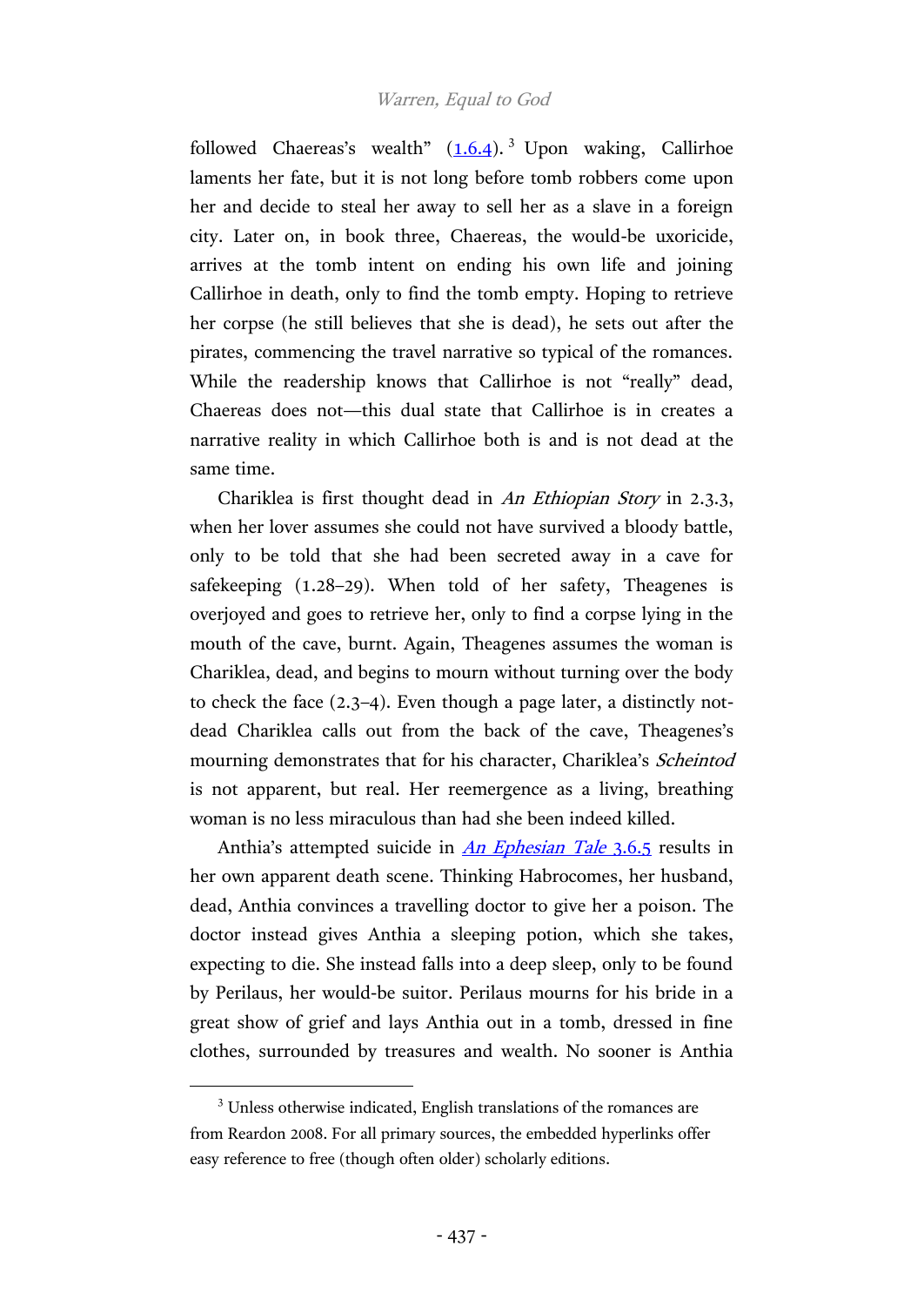followed Chaereas's wealth" (1.6.4).[3] Upon waking, Callirhoe laments her fate, but it is not long before tomb robbers come upon her and decide to steal her away to sell her as a slave in a foreign city. Later on, in book three, Chaereas, the would-be uxoricide, arrives at the tomb intent on ending his own life and joining Callirhoe in death, only to find the tomb empty. Hoping to retrieve her corpse (he still believes that she is dead), he sets out after the pirates, commencing the travel narrative so typical of the romances. While the readership knows that Callirhoe is not "really" dead, Chaereas does not—this dual state that Callirhoe is in creates a narrative reality in which Callirhoe both is and is not dead at the same time.

Chariklea is first thought dead in *An Ethiopian Story* in 2.3.3, when her lover assumes she could not have survived a bloody battle, only to be told that she had been secreted away in a cave for safekeeping (1.28–29). When told of her safety, Theagenes is overjoyed and goes to retrieve her, only to find a corpse lying in the mouth of the cave, burnt. Again, Theagenes assumes the woman is Chariklea, dead, and begins to mourn without turning over the body to check the face (2.3–4). Even though a page later, a distinctly not-dead Chariklea calls out from the back of the cave, Theagenes's mourning demonstrates that for his character, Chariklea's *Scheintod* is not apparent, but real. Her reemergence as a living, breathing woman is no less miraculous than had she been indeed killed.

Anthia's attempted suicide in *An Ephesian Tale* 3.6.5 results in her own apparent death scene. Thinking Habrocomes, her husband, dead, Anthia convinces a travelling doctor to give her a poison. The doctor instead gives Anthia a sleeping potion, which she takes, expecting to die. She instead falls into a deep sleep, only to be found by Perilaus, her would-be suitor. Perilaus mourns for his bride in a great show of grief and lays Anthia out in a tomb, dressed in fine clothes, surrounded by treasures and wealth. No sooner is Anthia

[3] Unless otherwise indicated, English translations of the romances are from Reardon 2008. For all primary sources, the embedded hyperlinks offer easy reference to free (though often older) scholarly editions.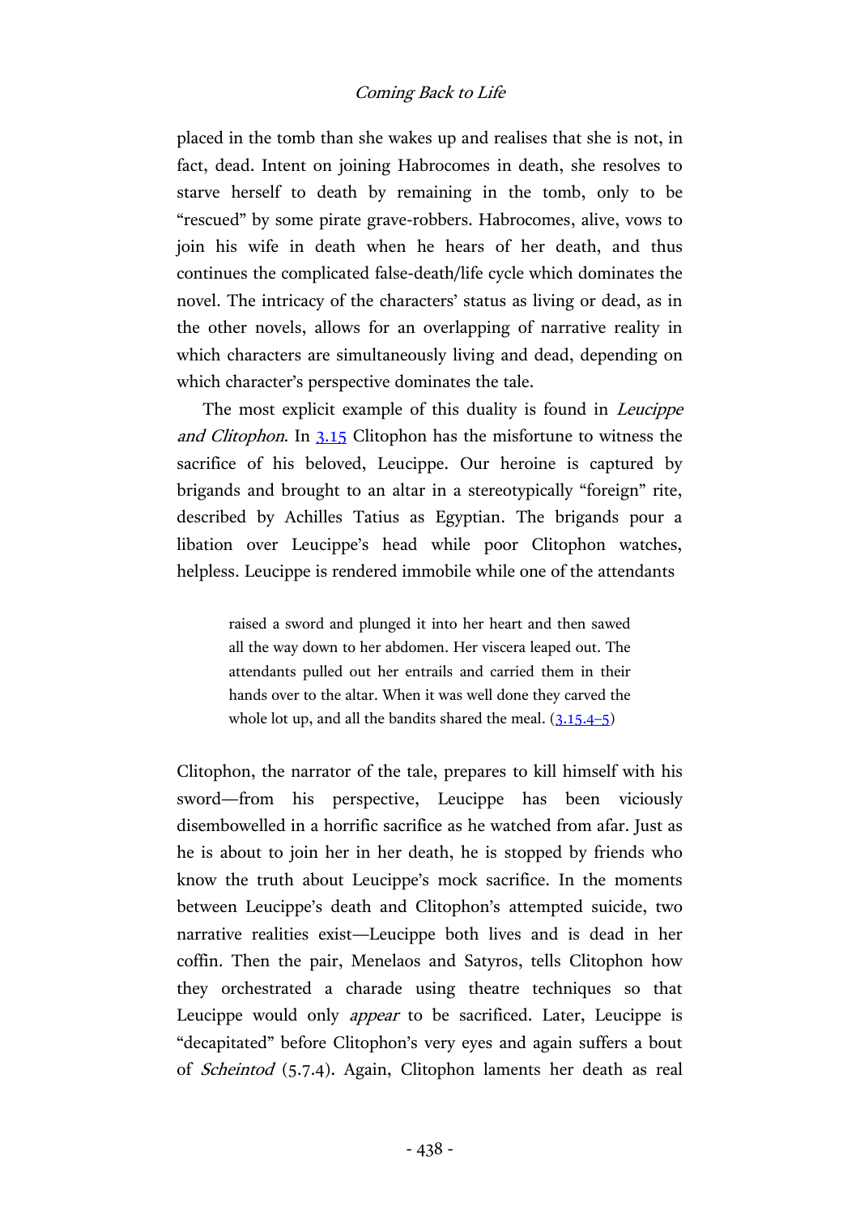placed in the tomb than she wakes up and realises that she is not, in fact, dead. Intent on joining Habrocomes in death, she resolves to starve herself to death by remaining in the tomb, only to be "rescued" by some pirate grave-robbers. Habrocomes, alive, vows to join his wife in death when he hears of her death, and thus continues the complicated false-death/life cycle which dominates the novel. The intricacy of the characters' status as living or dead, as in the other novels, allows for an overlapping of narrative reality in which characters are simultaneously living and dead, depending on which character's perspective dominates the tale.

The most explicit example of this duality is found in *Leucippe and Clitophon*. In 3.15 Clitophon has the misfortune to witness the sacrifice of his beloved, Leucippe. Our heroine is captured by brigands and brought to an altar in a stereotypically "foreign" rite, described by Achilles Tatius as Egyptian. The brigands pour a libation over Leucippe's head while poor Clitophon watches, helpless. Leucippe is rendered immobile while one of the attendants

> raised a sword and plunged it into her heart and then sawed all the way down to her abdomen. Her viscera leaped out. The attendants pulled out her entrails and carried them in their hands over to the altar. When it was well done they carved the whole lot up, and all the bandits shared the meal. (3.15.4–5)

Clitophon, the narrator of the tale, prepares to kill himself with his sword—from his perspective, Leucippe has been viciously disembowelled in a horrific sacrifice as he watched from afar. Just as he is about to join her in her death, he is stopped by friends who know the truth about Leucippe's mock sacrifice. In the moments between Leucippe's death and Clitophon's attempted suicide, two narrative realities exist—Leucippe both lives and is dead in her coffin. Then the pair, Menelaos and Satyros, tells Clitophon how they orchestrated a charade using theatre techniques so that Leucippe would only *appear* to be sacrificed. Later, Leucippe is "decapitated" before Clitophon's very eyes and again suffers a bout of *Scheintod* (5.7.4). Again, Clitophon laments her death as real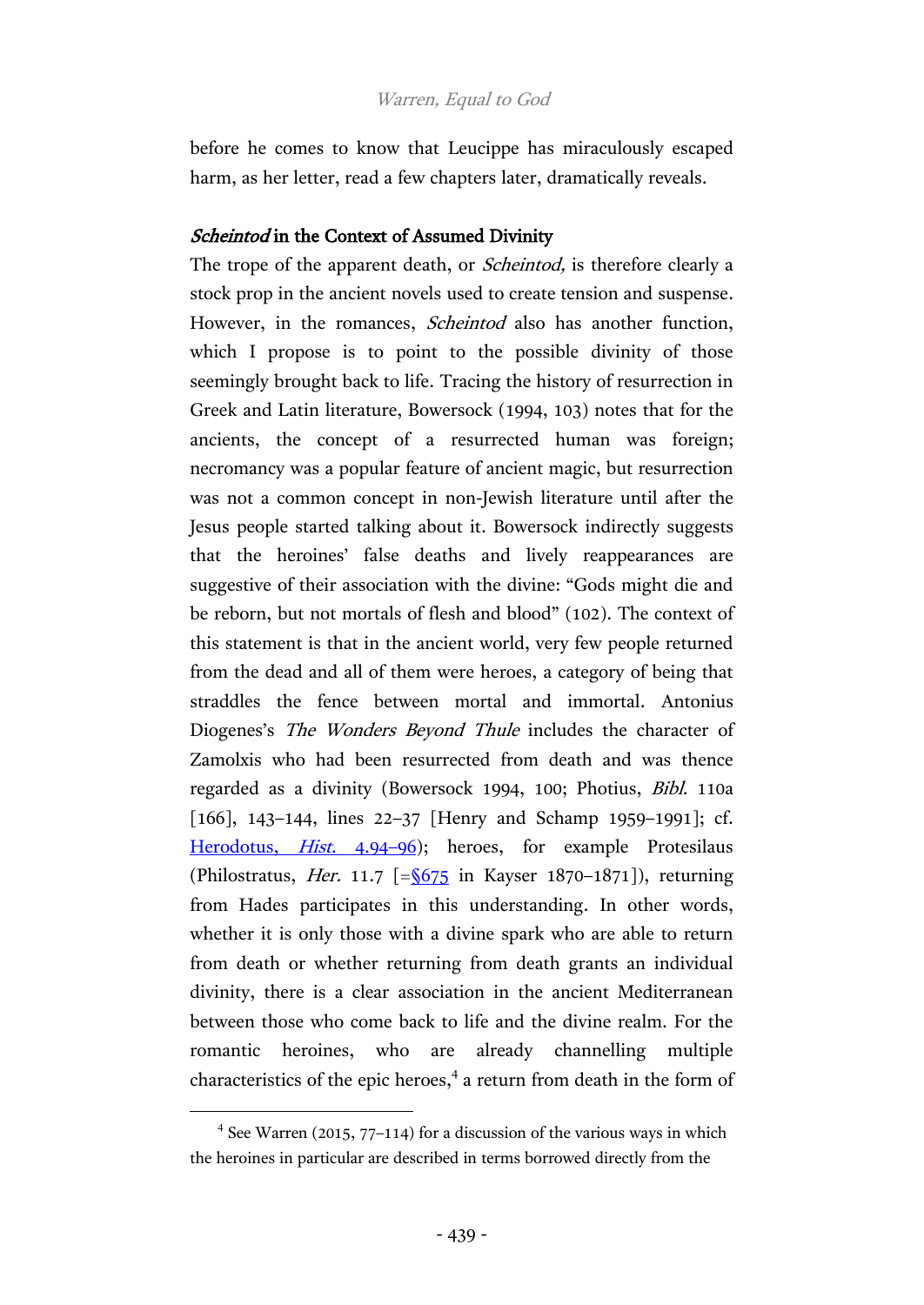before he comes to know that Leucippe has miraculously escaped harm, as her letter, read a few chapters later, dramatically reveals.

### *Scheintod* in the Context of Assumed Divinity

The trope of the apparent death, or *Scheintod,* is therefore clearly a stock prop in the ancient novels used to create tension and suspense. However, in the romances, *Scheintod* also has another function, which I propose is to point to the possible divinity of those seemingly brought back to life. Tracing the history of resurrection in Greek and Latin literature, Bowersock (1994, 103) notes that for the ancients, the concept of a resurrected human was foreign; necromancy was a popular feature of ancient magic, but resurrection was not a common concept in non-Jewish literature until after the Jesus people started talking about it. Bowersock indirectly suggests that the heroines' false deaths and lively reappearances are suggestive of their association with the divine: "Gods might die and be reborn, but not mortals of flesh and blood" (102). The context of this statement is that in the ancient world, very few people returned from the dead and all of them were heroes, a category of being that straddles the fence between mortal and immortal. Antonius Diogenes's *The Wonders Beyond Thule* includes the character of Zamolxis who had been resurrected from death and was thence regarded as a divinity (Bowersock 1994, 100; Photius, *Bibl.* 110a [166], 143–144, lines 22–37 [Henry and Schamp 1959–1991]; cf. Herodotus, *Hist.* 4.94–96); heroes, for example Protesilaus (Philostratus, *Her.* 11.7 [=§675 in Kayser 1870–1871]), returning from Hades participates in this understanding. In other words, whether it is only those with a divine spark who are able to return from death or whether returning from death grants an individual divinity, there is a clear association in the ancient Mediterranean between those who come back to life and the divine realm. For the romantic heroines, who are already channelling multiple characteristics of the epic heroes,[4] a return from death in the form of

[4] See Warren (2015, 77–114) for a discussion of the various ways in which the heroines in particular are described in terms borrowed directly from the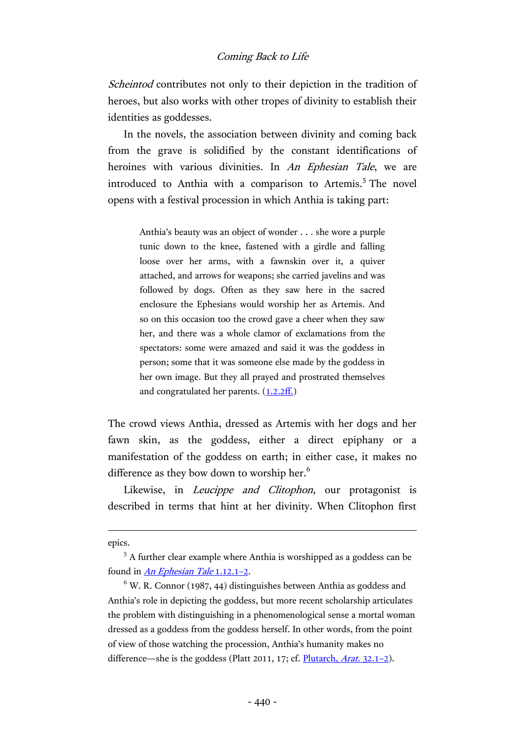*Scheintod* contributes not only to their depiction in the tradition of heroes, but also works with other tropes of divinity to establish their identities as goddesses.

In the novels, the association between divinity and coming back from the grave is solidified by the constant identifications of heroines with various divinities. In *An Ephesian Tale*, we are introduced to Anthia with a comparison to Artemis.[5] The novel opens with a festival procession in which Anthia is taking part:

> Anthia's beauty was an object of wonder . . . she wore a purple tunic down to the knee, fastened with a girdle and falling loose over her arms, with a fawnskin over it, a quiver attached, and arrows for weapons; she carried javelins and was followed by dogs. Often as they saw here in the sacred enclosure the Ephesians would worship her as Artemis. And so on this occasion too the crowd gave a cheer when they saw her, and there was a whole clamor of exclamations from the spectators: some were amazed and said it was the goddess in person; some that it was someone else made by the goddess in her own image. But they all prayed and prostrated themselves and congratulated her parents. (1.2.2ff.)

The crowd views Anthia, dressed as Artemis with her dogs and her fawn skin, as the goddess, either a direct epiphany or a manifestation of the goddess on earth; in either case, it makes no difference as they bow down to worship her.[6]

Likewise, in *Leucippe and Clitophon*, our protagonist is described in terms that hint at her divinity. When Clitophon first

---

epics.

[5] A further clear example where Anthia is worshipped as a goddess can be found in *An Ephesian Tale* 1.12.1–2.

[6] W. R. Connor (1987, 44) distinguishes between Anthia as goddess and Anthia's role in depicting the goddess, but more recent scholarship articulates the problem with distinguishing in a phenomenological sense a mortal woman dressed as a goddess from the goddess herself. In other words, from the point of view of those watching the procession, Anthia's humanity makes no difference—she is the goddess (Platt 2011, 17; cf. Plutarch, *Arat.* 32.1–2).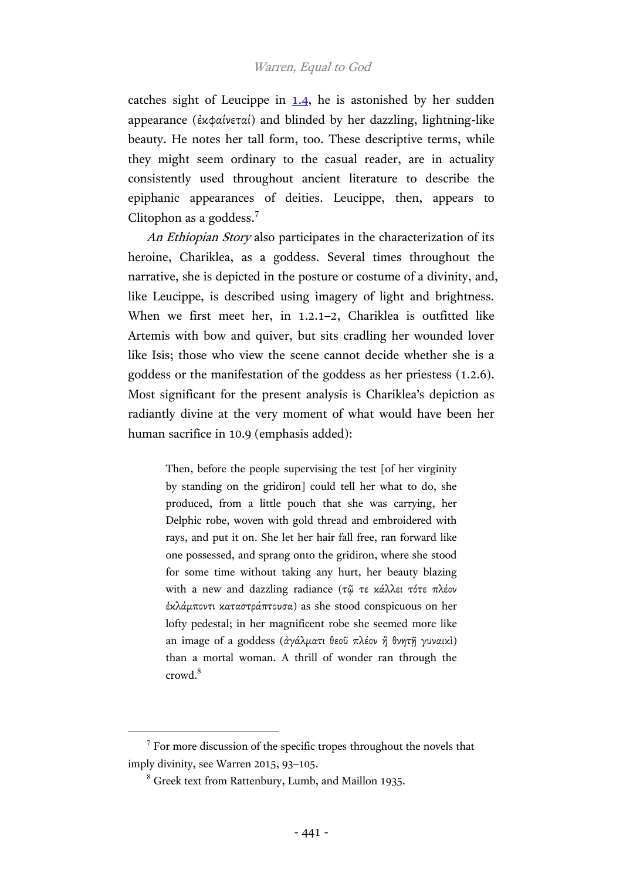catches sight of Leucippe in 1.4, he is astonished by her sudden appearance (ἐκφαίνεταί) and blinded by her dazzling, lightning-like beauty. He notes her tall form, too. These descriptive terms, while they might seem ordinary to the casual reader, are in actuality consistently used throughout ancient literature to describe the epiphanic appearances of deities. Leucippe, then, appears to Clitophon as a goddess.[7]

*An Ethiopian Story* also participates in the characterization of its heroine, Chariklea, as a goddess. Several times throughout the narrative, she is depicted in the posture or costume of a divinity, and, like Leucippe, is described using imagery of light and brightness. When we first meet her, in 1.2.1–2, Chariklea is outfitted like Artemis with bow and quiver, but sits cradling her wounded lover like Isis; those who view the scene cannot decide whether she is a goddess or the manifestation of the goddess as her priestess (1.2.6). Most significant for the present analysis is Chariklea's depiction as radiantly divine at the very moment of what would have been her human sacrifice in 10.9 (emphasis added):

> Then, before the people supervising the test [of her virginity by standing on the gridiron] could tell her what to do, she produced, from a little pouch that she was carrying, her Delphic robe, woven with gold thread and embroidered with rays, and put it on. She let her hair fall free, ran forward like one possessed, and sprang onto the gridiron, where she stood for some time without taking any hurt, her beauty blazing with a new and dazzling radiance (τῷ τε κάλλει τότε πλέον ἐκλάμποντι καταστράπτουσα) as she stood conspicuous on her lofty pedestal; in her magnificent robe she seemed more like an image of a goddess (ἀγάλματι θεοῦ πλέον ἢ θνητῇ γυναικὶ) than a mortal woman. A thrill of wonder ran through the crowd.[8]

---

[7] For more discussion of the specific tropes throughout the novels that imply divinity, see Warren 2015, 93–105.

[8] Greek text from Rattenbury, Lumb, and Maillon 1935.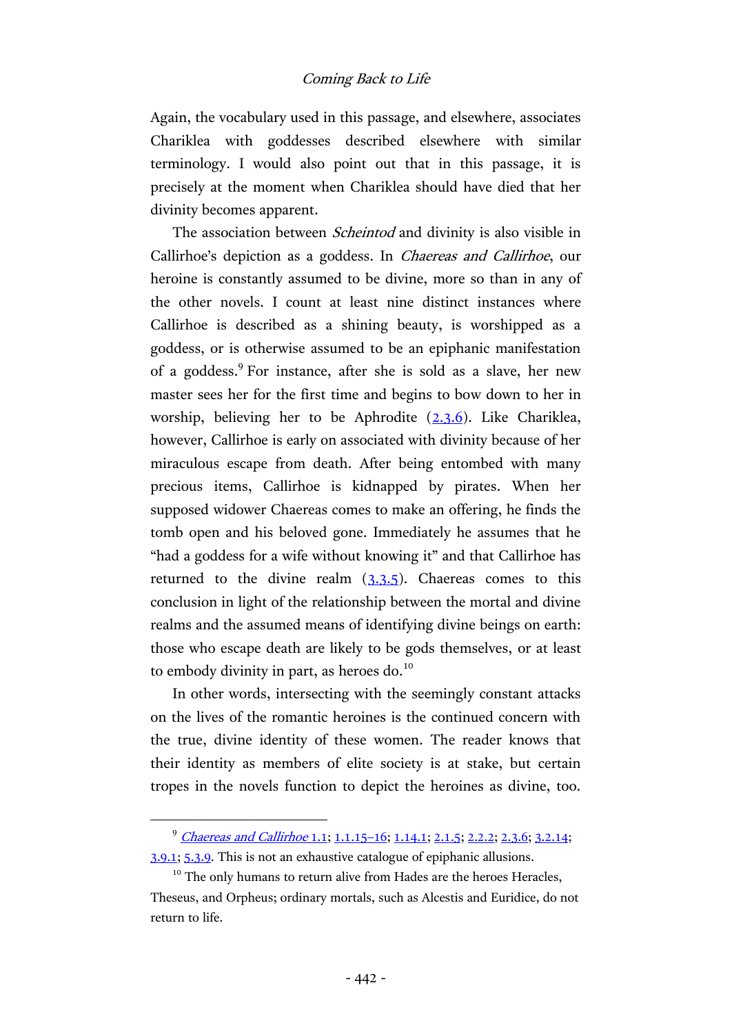Again, the vocabulary used in this passage, and elsewhere, associates Chariklea with goddesses described elsewhere with similar terminology. I would also point out that in this passage, it is precisely at the moment when Chariklea should have died that her divinity becomes apparent.

The association between *Scheintod* and divinity is also visible in Callirhoe's depiction as a goddess. In *Chaereas and Callirhoe*, our heroine is constantly assumed to be divine, more so than in any of the other novels. I count at least nine distinct instances where Callirhoe is described as a shining beauty, is worshipped as a goddess, or is otherwise assumed to be an epiphanic manifestation of a goddess.[9] For instance, after she is sold as a slave, her new master sees her for the first time and begins to bow down to her in worship, believing her to be Aphrodite (2.3.6). Like Chariklea, however, Callirhoe is early on associated with divinity because of her miraculous escape from death. After being entombed with many precious items, Callirhoe is kidnapped by pirates. When her supposed widower Chaereas comes to make an offering, he finds the tomb open and his beloved gone. Immediately he assumes that he "had a goddess for a wife without knowing it" and that Callirhoe has returned to the divine realm (3.3.5). Chaereas comes to this conclusion in light of the relationship between the mortal and divine realms and the assumed means of identifying divine beings on earth: those who escape death are likely to be gods themselves, or at least to embody divinity in part, as heroes do.[10]

In other words, intersecting with the seemingly constant attacks on the lives of the romantic heroines is the continued concern with the true, divine identity of these women. The reader knows that their identity as members of elite society is at stake, but certain tropes in the novels function to depict the heroines as divine, too.

---

[9] *Chaereas and Callirhoe* 1.1; 1.1.15–16; 1.14.1; 2.1.5; 2.2.2; 2.3.6; 3.2.14; 3.9.1; 5.3.9. This is not an exhaustive catalogue of epiphanic allusions.

[10] The only humans to return alive from Hades are the heroes Heracles, Theseus, and Orpheus; ordinary mortals, such as Alcestis and Euridice, do not return to life.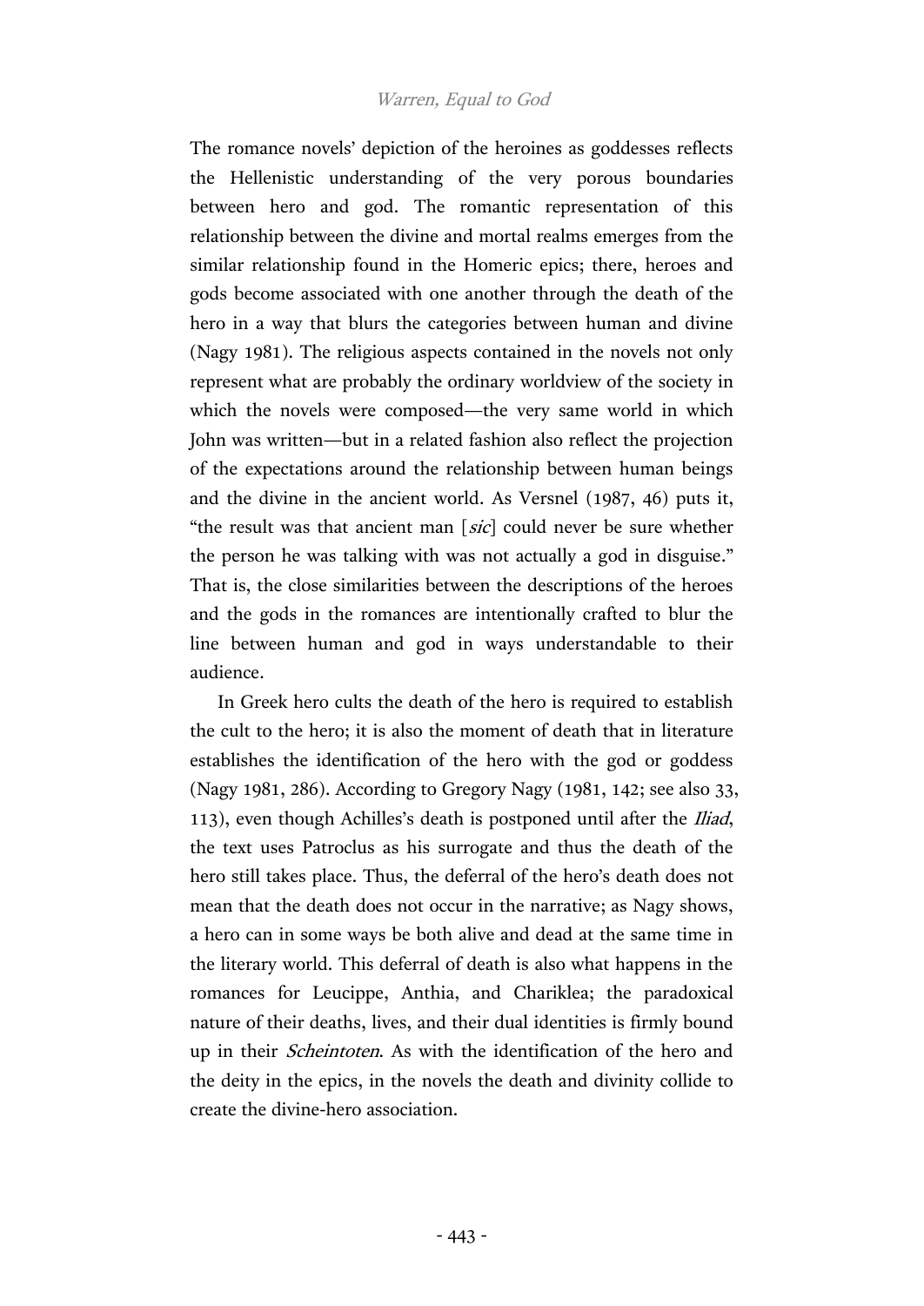The romance novels' depiction of the heroines as goddesses reflects the Hellenistic understanding of the very porous boundaries between hero and god. The romantic representation of this relationship between the divine and mortal realms emerges from the similar relationship found in the Homeric epics; there, heroes and gods become associated with one another through the death of the hero in a way that blurs the categories between human and divine (Nagy 1981). The religious aspects contained in the novels not only represent what are probably the ordinary worldview of the society in which the novels were composed—the very same world in which John was written—but in a related fashion also reflect the projection of the expectations around the relationship between human beings and the divine in the ancient world. As Versnel (1987, 46) puts it, "the result was that ancient man [*sic*] could never be sure whether the person he was talking with was not actually a god in disguise." That is, the close similarities between the descriptions of the heroes and the gods in the romances are intentionally crafted to blur the line between human and god in ways understandable to their audience.

In Greek hero cults the death of the hero is required to establish the cult to the hero; it is also the moment of death that in literature establishes the identification of the hero with the god or goddess (Nagy 1981, 286). According to Gregory Nagy (1981, 142; see also 33, 113), even though Achilles's death is postponed until after the *Iliad*, the text uses Patroclus as his surrogate and thus the death of the hero still takes place. Thus, the deferral of the hero's death does not mean that the death does not occur in the narrative; as Nagy shows, a hero can in some ways be both alive and dead at the same time in the literary world. This deferral of death is also what happens in the romances for Leucippe, Anthia, and Chariklea; the paradoxical nature of their deaths, lives, and their dual identities is firmly bound up in their *Scheintoten*. As with the identification of the hero and the deity in the epics, in the novels the death and divinity collide to create the divine-hero association.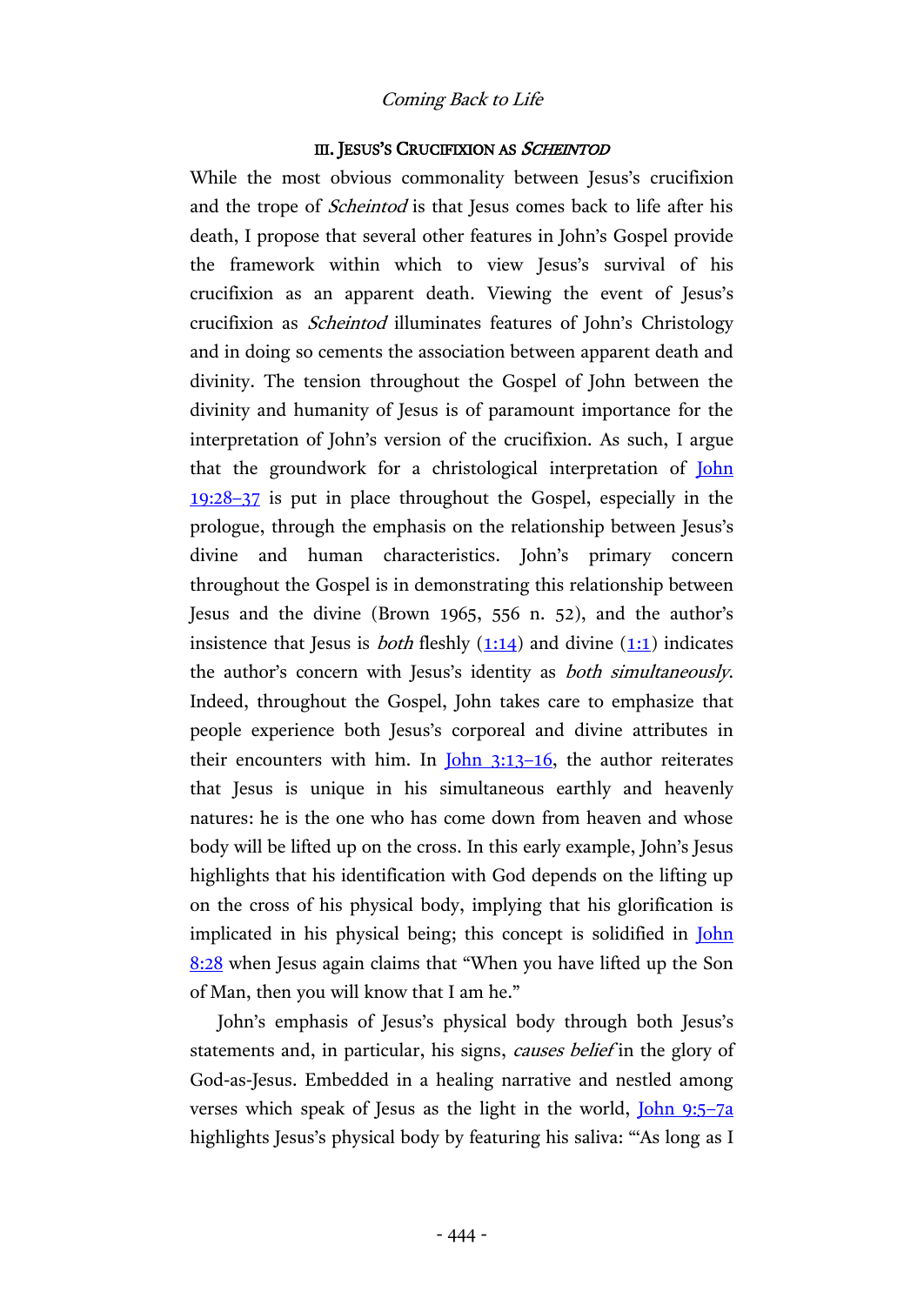## III. Jesus's Crucifixion as *Scheintod*

While the most obvious commonality between Jesus's crucifixion and the trope of *Scheintod* is that Jesus comes back to life after his death, I propose that several other features in John's Gospel provide the framework within which to view Jesus's survival of his crucifixion as an apparent death. Viewing the event of Jesus's crucifixion as *Scheintod* illuminates features of John's Christology and in doing so cements the association between apparent death and divinity. The tension throughout the Gospel of John between the divinity and humanity of Jesus is of paramount importance for the interpretation of John's version of the crucifixion. As such, I argue that the groundwork for a christological interpretation of John 19:28–37 is put in place throughout the Gospel, especially in the prologue, through the emphasis on the relationship between Jesus's divine and human characteristics. John's primary concern throughout the Gospel is in demonstrating this relationship between Jesus and the divine (Brown 1965, 556 n. 52), and the author's insistence that Jesus is *both* fleshly (1:14) and divine (1:1) indicates the author's concern with Jesus's identity as *both simultaneously*. Indeed, throughout the Gospel, John takes care to emphasize that people experience both Jesus's corporeal and divine attributes in their encounters with him. In John 3:13–16, the author reiterates that Jesus is unique in his simultaneous earthly and heavenly natures: he is the one who has come down from heaven and whose body will be lifted up on the cross. In this early example, John's Jesus highlights that his identification with God depends on the lifting up on the cross of his physical body, implying that his glorification is implicated in his physical being; this concept is solidified in John 8:28 when Jesus again claims that "When you have lifted up the Son of Man, then you will know that I am he."

John's emphasis of Jesus's physical body through both Jesus's statements and, in particular, his signs, *causes belief* in the glory of God-as-Jesus. Embedded in a healing narrative and nestled among verses which speak of Jesus as the light in the world, John 9:5–7a highlights Jesus's physical body by featuring his saliva: "'As long as I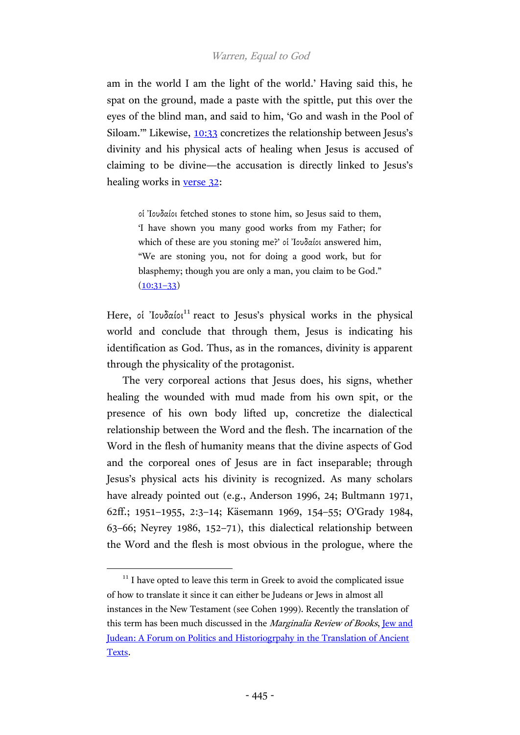am in the world I am the light of the world.' Having said this, he spat on the ground, made a paste with the spittle, put this over the eyes of the blind man, and said to him, 'Go and wash in the Pool of Siloam.'" Likewise, 10:33 concretizes the relationship between Jesus's divinity and his physical acts of healing when Jesus is accused of claiming to be divine—the accusation is directly linked to Jesus's healing works in verse 32:

> οἱ Ἰουδαίοι fetched stones to stone him, so Jesus said to them, 'I have shown you many good works from my Father; for which of these are you stoning me?' οἱ Ἰουδαίοι answered him, "We are stoning you, not for doing a good work, but for blasphemy; though you are only a man, you claim to be God." (10:31–33)

Here, οἱ Ἰουδαίοι[11] react to Jesus's physical works in the physical world and conclude that through them, Jesus is indicating his identification as God. Thus, as in the romances, divinity is apparent through the physicality of the protagonist.

The very corporeal actions that Jesus does, his signs, whether healing the wounded with mud made from his own spit, or the presence of his own body lifted up, concretize the dialectical relationship between the Word and the flesh. The incarnation of the Word in the flesh of humanity means that the divine aspects of God and the corporeal ones of Jesus are in fact inseparable; through Jesus's physical acts his divinity is recognized. As many scholars have already pointed out (e.g., Anderson 1996, 24; Bultmann 1971, 62ff.; 1951–1955, 2:3–14; Käsemann 1969, 154–55; O'Grady 1984, 63–66; Neyrey 1986, 152–71), this dialectical relationship between the Word and the flesh is most obvious in the prologue, where the

---

[11] I have opted to leave this term in Greek to avoid the complicated issue of how to translate it since it can either be Judeans or Jews in almost all instances in the New Testament (see Cohen 1999). Recently the translation of this term has been much discussed in the *Marginalia Review of Books*, Jew and Judean: A Forum on Politics and Historiogrpahy in the Translation of Ancient Texts.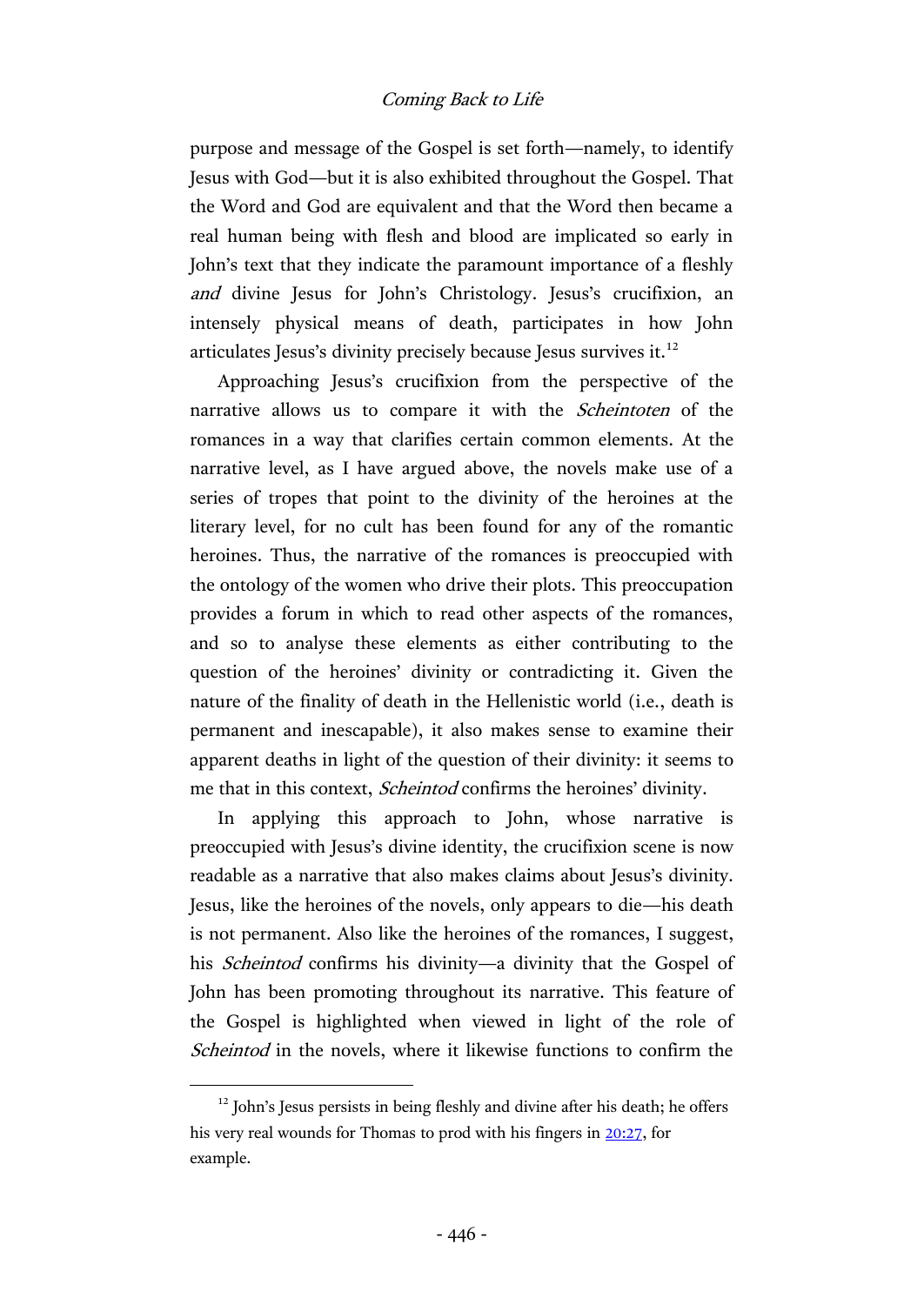purpose and message of the Gospel is set forth—namely, to identify Jesus with God—but it is also exhibited throughout the Gospel. That the Word and God are equivalent and that the Word then became a real human being with flesh and blood are implicated so early in John's text that they indicate the paramount importance of a fleshly *and* divine Jesus for John's Christology. Jesus's crucifixion, an intensely physical means of death, participates in how John articulates Jesus's divinity precisely because Jesus survives it.[12]

Approaching Jesus's crucifixion from the perspective of the narrative allows us to compare it with the *Scheintoten* of the romances in a way that clarifies certain common elements. At the narrative level, as I have argued above, the novels make use of a series of tropes that point to the divinity of the heroines at the literary level, for no cult has been found for any of the romantic heroines. Thus, the narrative of the romances is preoccupied with the ontology of the women who drive their plots. This preoccupation provides a forum in which to read other aspects of the romances, and so to analyse these elements as either contributing to the question of the heroines' divinity or contradicting it. Given the nature of the finality of death in the Hellenistic world (i.e., death is permanent and inescapable), it also makes sense to examine their apparent deaths in light of the question of their divinity: it seems to me that in this context, *Scheintod* confirms the heroines' divinity.

In applying this approach to John, whose narrative is preoccupied with Jesus's divine identity, the crucifixion scene is now readable as a narrative that also makes claims about Jesus's divinity. Jesus, like the heroines of the novels, only appears to die—his death is not permanent. Also like the heroines of the romances, I suggest, his *Scheintod* confirms his divinity—a divinity that the Gospel of John has been promoting throughout its narrative. This feature of the Gospel is highlighted when viewed in light of the role of *Scheintod* in the novels, where it likewise functions to confirm the

---

[12] John's Jesus persists in being fleshly and divine after his death; he offers his very real wounds for Thomas to prod with his fingers in 20:27, for example.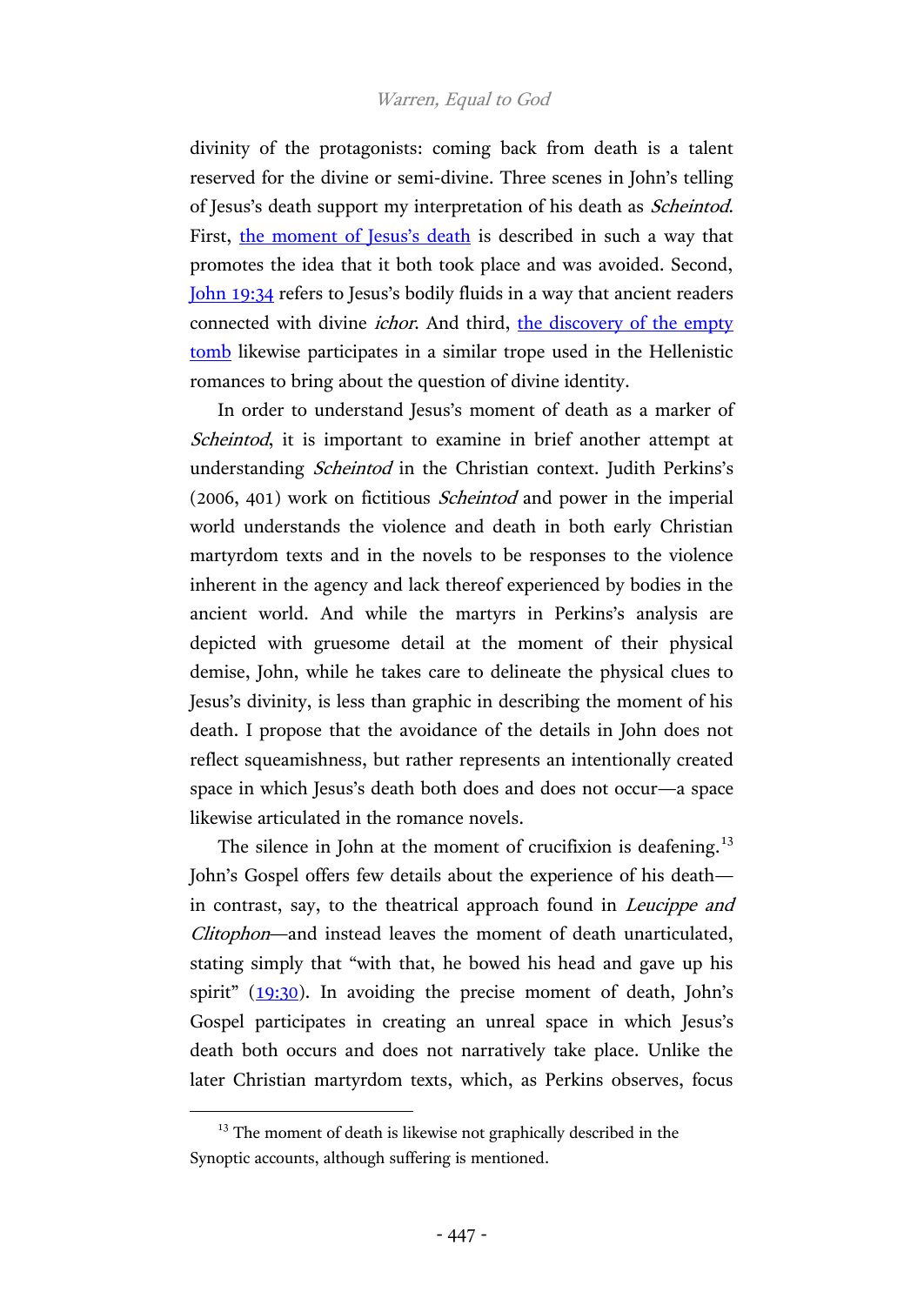divinity of the protagonists: coming back from death is a talent reserved for the divine or semi-divine. Three scenes in John's telling of Jesus's death support my interpretation of his death as *Scheintod*. First, the moment of Jesus's death is described in such a way that promotes the idea that it both took place and was avoided. Second, John 19:34 refers to Jesus's bodily fluids in a way that ancient readers connected with divine *ichor*. And third, the discovery of the empty tomb likewise participates in a similar trope used in the Hellenistic romances to bring about the question of divine identity.

In order to understand Jesus's moment of death as a marker of *Scheintod*, it is important to examine in brief another attempt at understanding *Scheintod* in the Christian context. Judith Perkins's (2006, 401) work on fictitious *Scheintod* and power in the imperial world understands the violence and death in both early Christian martyrdom texts and in the novels to be responses to the violence inherent in the agency and lack thereof experienced by bodies in the ancient world. And while the martyrs in Perkins's analysis are depicted with gruesome detail at the moment of their physical demise, John, while he takes care to delineate the physical clues to Jesus's divinity, is less than graphic in describing the moment of his death. I propose that the avoidance of the details in John does not reflect squeamishness, but rather represents an intentionally created space in which Jesus's death both does and does not occur—a space likewise articulated in the romance novels.

The silence in John at the moment of crucifixion is deafening.[13] John's Gospel offers few details about the experience of his death—in contrast, say, to the theatrical approach found in *Leucippe and Clitophon*—and instead leaves the moment of death unarticulated, stating simply that "with that, he bowed his head and gave up his spirit" (19:30). In avoiding the precise moment of death, John's Gospel participates in creating an unreal space in which Jesus's death both occurs and does not narratively take place. Unlike the later Christian martyrdom texts, which, as Perkins observes, focus

[13] The moment of death is likewise not graphically described in the Synoptic accounts, although suffering is mentioned.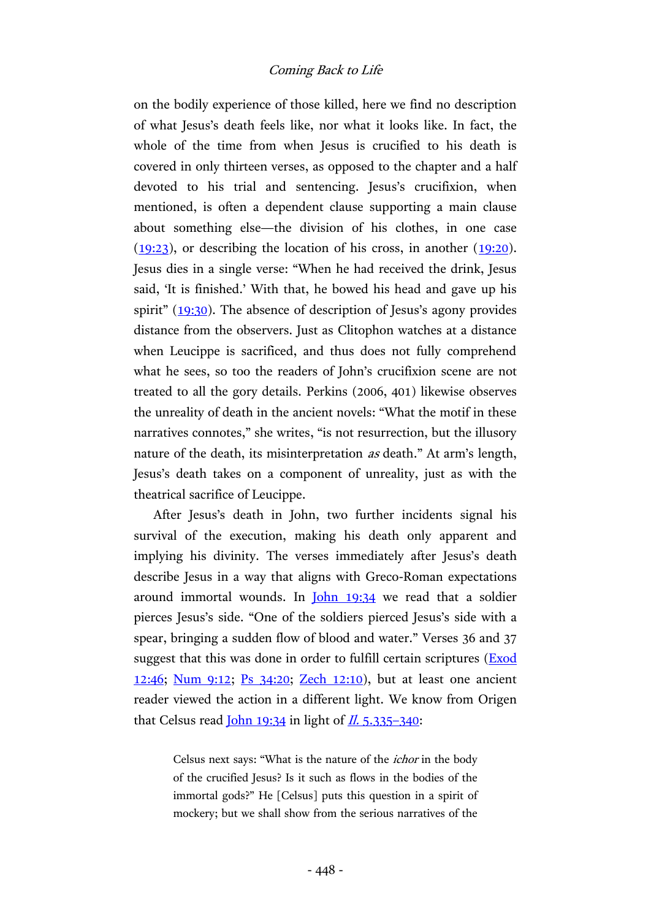on the bodily experience of those killed, here we find no description of what Jesus's death feels like, nor what it looks like. In fact, the whole of the time from when Jesus is crucified to his death is covered in only thirteen verses, as opposed to the chapter and a half devoted to his trial and sentencing. Jesus's crucifixion, when mentioned, is often a dependent clause supporting a main clause about something else—the division of his clothes, in one case (19:23), or describing the location of his cross, in another (19:20). Jesus dies in a single verse: "When he had received the drink, Jesus said, 'It is finished.' With that, he bowed his head and gave up his spirit" (19:30). The absence of description of Jesus's agony provides distance from the observers. Just as Clitophon watches at a distance when Leucippe is sacrificed, and thus does not fully comprehend what he sees, so too the readers of John's crucifixion scene are not treated to all the gory details. Perkins (2006, 401) likewise observes the unreality of death in the ancient novels: "What the motif in these narratives connotes," she writes, "is not resurrection, but the illusory nature of the death, its misinterpretation *as* death." At arm's length, Jesus's death takes on a component of unreality, just as with the theatrical sacrifice of Leucippe.

After Jesus's death in John, two further incidents signal his survival of the execution, making his death only apparent and implying his divinity. The verses immediately after Jesus's death describe Jesus in a way that aligns with Greco-Roman expectations around immortal wounds. In John 19:34 we read that a soldier pierces Jesus's side. "One of the soldiers pierced Jesus's side with a spear, bringing a sudden flow of blood and water." Verses 36 and 37 suggest that this was done in order to fulfill certain scriptures (Exod 12:46; Num 9:12; Ps 34:20; Zech 12:10), but at least one ancient reader viewed the action in a different light. We know from Origen that Celsus read John 19:34 in light of *Il.* 5.335–340:

> Celsus next says: "What is the nature of the *ichor* in the body of the crucified Jesus? Is it such as flows in the bodies of the immortal gods?" He [Celsus] puts this question in a spirit of mockery; but we shall show from the serious narratives of the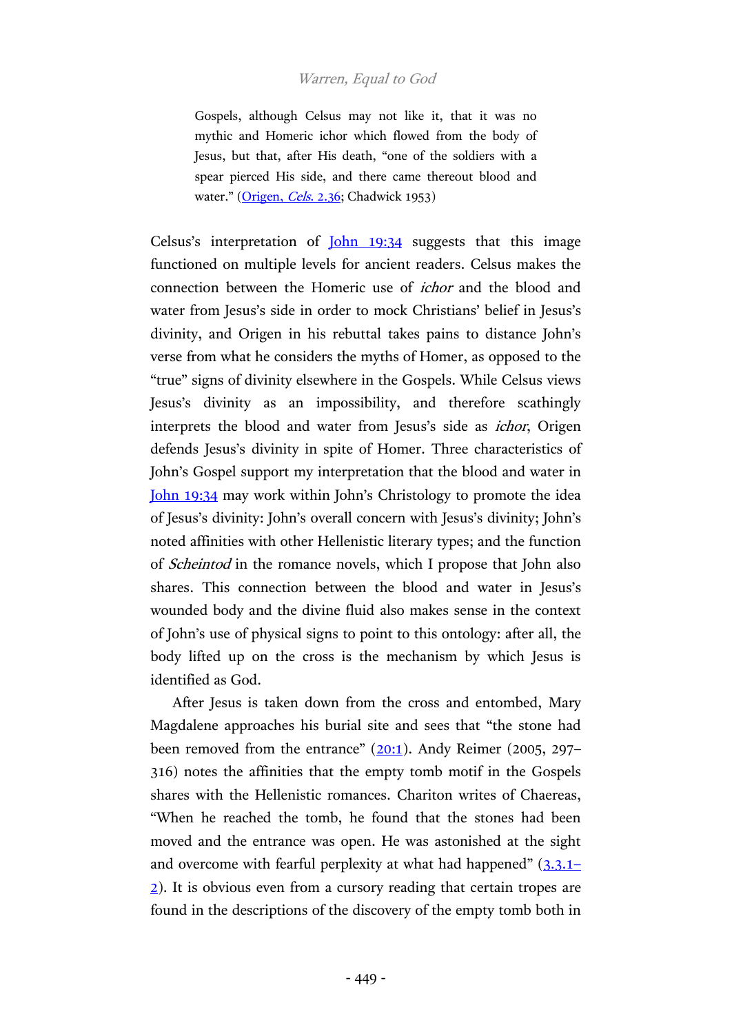> Gospels, although Celsus may not like it, that it was no mythic and Homeric ichor which flowed from the body of Jesus, but that, after His death, "one of the soldiers with a spear pierced His side, and there came thereout blood and water." (Origen, *Cels.* 2.36; Chadwick 1953)

Celsus's interpretation of John 19:34 suggests that this image functioned on multiple levels for ancient readers. Celsus makes the connection between the Homeric use of *ichor* and the blood and water from Jesus's side in order to mock Christians' belief in Jesus's divinity, and Origen in his rebuttal takes pains to distance John's verse from what he considers the myths of Homer, as opposed to the "true" signs of divinity elsewhere in the Gospels. While Celsus views Jesus's divinity as an impossibility, and therefore scathingly interprets the blood and water from Jesus's side as *ichor*, Origen defends Jesus's divinity in spite of Homer. Three characteristics of John's Gospel support my interpretation that the blood and water in John 19:34 may work within John's Christology to promote the idea of Jesus's divinity: John's overall concern with Jesus's divinity; John's noted affinities with other Hellenistic literary types; and the function of *Scheintod* in the romance novels, which I propose that John also shares. This connection between the blood and water in Jesus's wounded body and the divine fluid also makes sense in the context of John's use of physical signs to point to this ontology: after all, the body lifted up on the cross is the mechanism by which Jesus is identified as God.

After Jesus is taken down from the cross and entombed, Mary Magdalene approaches his burial site and sees that "the stone had been removed from the entrance" (20:1). Andy Reimer (2005, 297–316) notes the affinities that the empty tomb motif in the Gospels shares with the Hellenistic romances. Chariton writes of Chaereas, "When he reached the tomb, he found that the stones had been moved and the entrance was open. He was astonished at the sight and overcome with fearful perplexity at what had happened" (3.3.1–2). It is obvious even from a cursory reading that certain tropes are found in the descriptions of the discovery of the empty tomb both in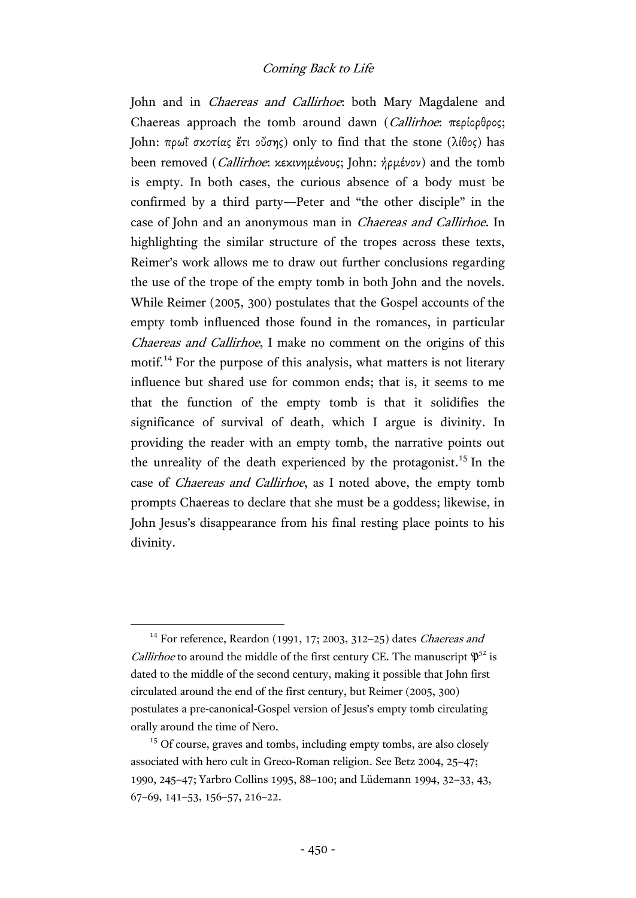John and in *Chaereas and Callirhoe*: both Mary Magdalene and Chaereas approach the tomb around dawn (*Callirhoe*: περίορθρος; John: πρωΐ σκοτίας ἔτι οὔσης) only to find that the stone (λίθος) has been removed (*Callirhoe*: κεκινημένους; John: ἠρμένον) and the tomb is empty. In both cases, the curious absence of a body must be confirmed by a third party—Peter and "the other disciple" in the case of John and an anonymous man in *Chaereas and Callirhoe*. In highlighting the similar structure of the tropes across these texts, Reimer's work allows me to draw out further conclusions regarding the use of the trope of the empty tomb in both John and the novels. While Reimer (2005, 300) postulates that the Gospel accounts of the empty tomb influenced those found in the romances, in particular *Chaereas and Callirhoe*, I make no comment on the origins of this motif.[14] For the purpose of this analysis, what matters is not literary influence but shared use for common ends; that is, it seems to me that the function of the empty tomb is that it solidifies the significance of survival of death, which I argue is divinity. In providing the reader with an empty tomb, the narrative points out the unreality of the death experienced by the protagonist.[15] In the case of *Chaereas and Callirhoe*, as I noted above, the empty tomb prompts Chaereas to declare that she must be a goddess; likewise, in John Jesus's disappearance from his final resting place points to his divinity.

---

[14] For reference, Reardon (1991, 17; 2003, 312–25) dates *Chaereas and Callirhoe* to around the middle of the first century CE. The manuscript $\mathfrak{P}^{52}$ is dated to the middle of the second century, making it possible that John first circulated around the end of the first century, but Reimer (2005, 300) postulates a pre-canonical-Gospel version of Jesus's empty tomb circulating orally around the time of Nero.

[15] Of course, graves and tombs, including empty tombs, are also closely associated with hero cult in Greco-Roman religion. See Betz 2004, 25–47; 1990, 245–47; Yarbro Collins 1995, 88–100; and Lüdemann 1994, 32–33, 43, 67–69, 141–53, 156–57, 216–22.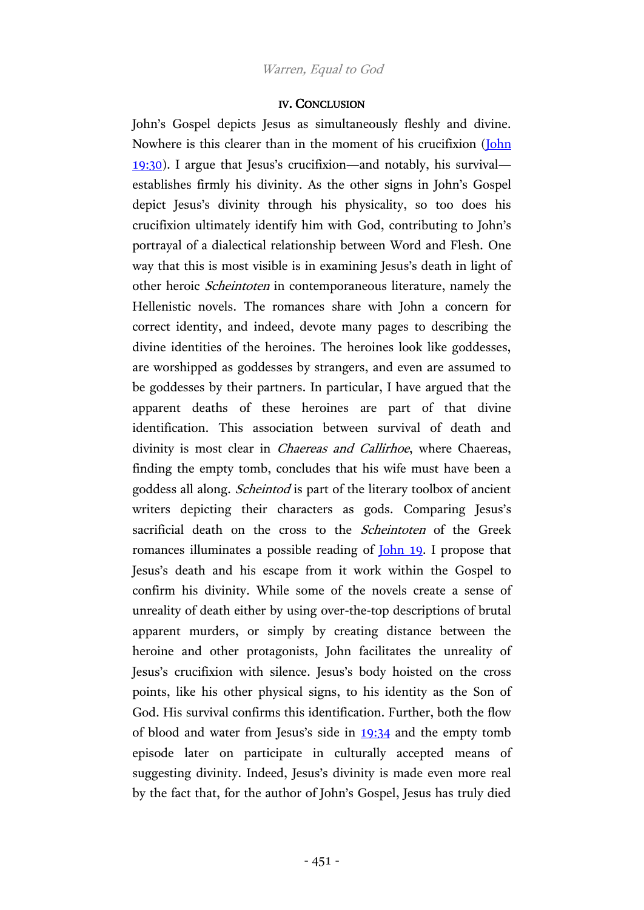## IV. CONCLUSION

John's Gospel depicts Jesus as simultaneously fleshly and divine. Nowhere is this clearer than in the moment of his crucifixion (John 19:30). I argue that Jesus's crucifixion—and notably, his survival—establishes firmly his divinity. As the other signs in John's Gospel depict Jesus's divinity through his physicality, so too does his crucifixion ultimately identify him with God, contributing to John's portrayal of a dialectical relationship between Word and Flesh. One way that this is most visible is in examining Jesus's death in light of other heroic *Scheintoten* in contemporaneous literature, namely the Hellenistic novels. The romances share with John a concern for correct identity, and indeed, devote many pages to describing the divine identities of the heroines. The heroines look like goddesses, are worshipped as goddesses by strangers, and even are assumed to be goddesses by their partners. In particular, I have argued that the apparent deaths of these heroines are part of that divine identification. This association between survival of death and divinity is most clear in *Chaereas and Callirhoe*, where Chaereas, finding the empty tomb, concludes that his wife must have been a goddess all along. *Scheintod* is part of the literary toolbox of ancient writers depicting their characters as gods. Comparing Jesus's sacrificial death on the cross to the *Scheintoten* of the Greek romances illuminates a possible reading of John 19. I propose that Jesus's death and his escape from it work within the Gospel to confirm his divinity. While some of the novels create a sense of unreality of death either by using over-the-top descriptions of brutal apparent murders, or simply by creating distance between the heroine and other protagonists, John facilitates the unreality of Jesus's crucifixion with silence. Jesus's body hoisted on the cross points, like his other physical signs, to his identity as the Son of God. His survival confirms this identification. Further, both the flow of blood and water from Jesus's side in 19:34 and the empty tomb episode later on participate in culturally accepted means of suggesting divinity. Indeed, Jesus's divinity is made even more real by the fact that, for the author of John's Gospel, Jesus has truly died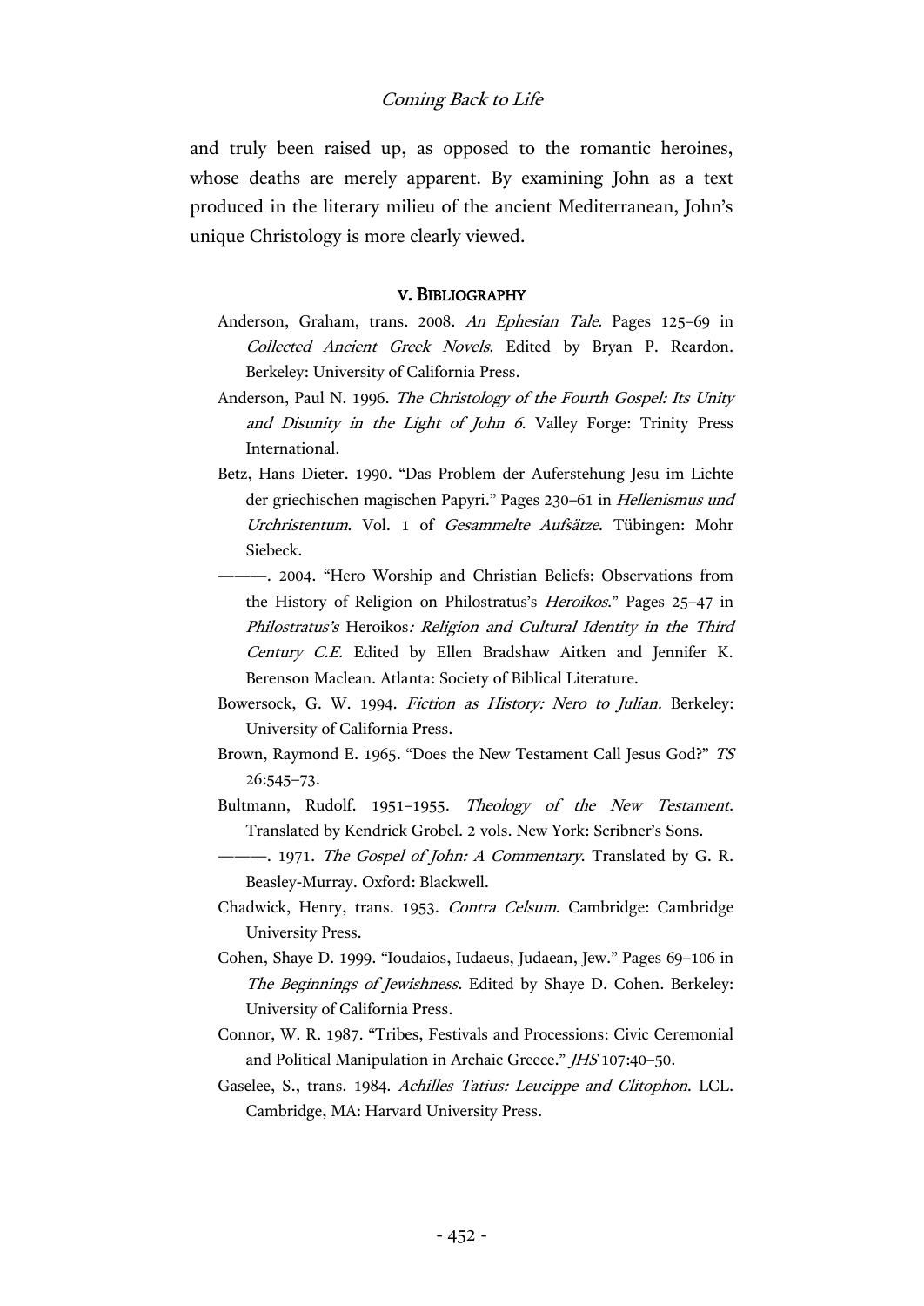and truly been raised up, as opposed to the romantic heroines, whose deaths are merely apparent. By examining John as a text produced in the literary milieu of the ancient Mediterranean, John's unique Christology is more clearly viewed.

## V. Bibliography

Anderson, Graham, trans. 2008. *An Ephesian Tale*. Pages 125–69 in *Collected Ancient Greek Novels*. Edited by Bryan P. Reardon. Berkeley: University of California Press.

Anderson, Paul N. 1996. *The Christology of the Fourth Gospel: Its Unity and Disunity in the Light of John 6*. Valley Forge: Trinity Press International.

Betz, Hans Dieter. 1990. "Das Problem der Auferstehung Jesu im Lichte der griechischen magischen Papyri." Pages 230–61 in *Hellenismus und Urchristentum*. Vol. 1 of *Gesammelte Aufsätze*. Tübingen: Mohr Siebeck.

———. 2004. "Hero Worship and Christian Beliefs: Observations from the History of Religion on Philostratus's *Heroikos*." Pages 25–47 in *Philostratus's* Heroikos*: Religion and Cultural Identity in the Third Century C.E.* Edited by Ellen Bradshaw Aitken and Jennifer K. Berenson Maclean. Atlanta: Society of Biblical Literature.

Bowersock, G. W. 1994. *Fiction as History: Nero to Julian.* Berkeley: University of California Press.

Brown, Raymond E. 1965. "Does the New Testament Call Jesus God?" *TS* 26:545–73.

Bultmann, Rudolf. 1951–1955. *Theology of the New Testament*. Translated by Kendrick Grobel. 2 vols. New York: Scribner's Sons.

———. 1971. *The Gospel of John: A Commentary*. Translated by G. R. Beasley-Murray. Oxford: Blackwell.

Chadwick, Henry, trans. 1953. *Contra Celsum*. Cambridge: Cambridge University Press.

Cohen, Shaye D. 1999. "Ioudaios, Iudaeus, Judaean, Jew." Pages 69–106 in *The Beginnings of Jewishness*. Edited by Shaye D. Cohen. Berkeley: University of California Press.

Connor, W. R. 1987. "Tribes, Festivals and Processions: Civic Ceremonial and Political Manipulation in Archaic Greece." *JHS* 107:40–50.

Gaselee, S., trans. 1984. *Achilles Tatius: Leucippe and Clitophon*. LCL. Cambridge, MA: Harvard University Press.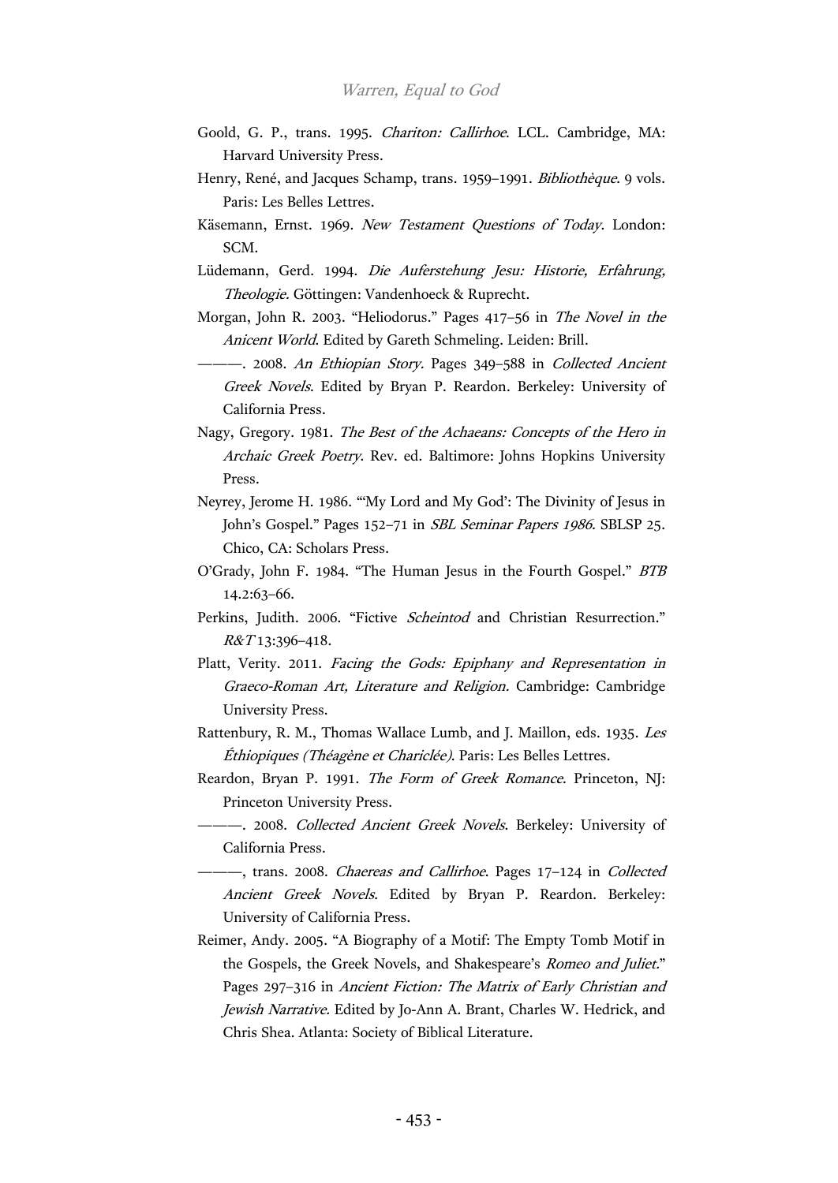Goold, G. P., trans. 1995. *Chariton: Callirhoe*. LCL. Cambridge, MA: Harvard University Press.

Henry, René, and Jacques Schamp, trans. 1959–1991. *Bibliothèque*. 9 vols. Paris: Les Belles Lettres.

Käsemann, Ernst. 1969. *New Testament Questions of Today*. London: SCM.

Lüdemann, Gerd. 1994. *Die Auferstehung Jesu: Historie, Erfahrung, Theologie*. Göttingen: Vandenhoeck & Ruprecht.

Morgan, John R. 2003. "Heliodorus." Pages 417–56 in *The Novel in the Anicent World*. Edited by Gareth Schmeling. Leiden: Brill.

———. 2008. *An Ethiopian Story*. Pages 349–588 in *Collected Ancient Greek Novels*. Edited by Bryan P. Reardon. Berkeley: University of California Press.

Nagy, Gregory. 1981. *The Best of the Achaeans: Concepts of the Hero in Archaic Greek Poetry*. Rev. ed. Baltimore: Johns Hopkins University Press.

Neyrey, Jerome H. 1986. "'My Lord and My God': The Divinity of Jesus in John's Gospel." Pages 152–71 in *SBL Seminar Papers 1986*. SBLSP 25. Chico, CA: Scholars Press.

O'Grady, John F. 1984. "The Human Jesus in the Fourth Gospel." *BTB* 14.2:63–66.

Perkins, Judith. 2006. "Fictive *Scheintod* and Christian Resurrection." *R&T* 13:396–418.

Platt, Verity. 2011. *Facing the Gods: Epiphany and Representation in Graeco-Roman Art, Literature and Religion*. Cambridge: Cambridge University Press.

Rattenbury, R. M., Thomas Wallace Lumb, and J. Maillon, eds. 1935. *Les Éthiopiques (Théagène et Chariclée)*. Paris: Les Belles Lettres.

Reardon, Bryan P. 1991. *The Form of Greek Romance*. Princeton, NJ: Princeton University Press.

———. 2008. *Collected Ancient Greek Novels*. Berkeley: University of California Press.

———, trans. 2008. *Chaereas and Callirhoe*. Pages 17–124 in *Collected Ancient Greek Novels*. Edited by Bryan P. Reardon. Berkeley: University of California Press.

Reimer, Andy. 2005. "A Biography of a Motif: The Empty Tomb Motif in the Gospels, the Greek Novels, and Shakespeare's *Romeo and Juliet*." Pages 297–316 in *Ancient Fiction: The Matrix of Early Christian and Jewish Narrative*. Edited by Jo-Ann A. Brant, Charles W. Hedrick, and Chris Shea. Atlanta: Society of Biblical Literature.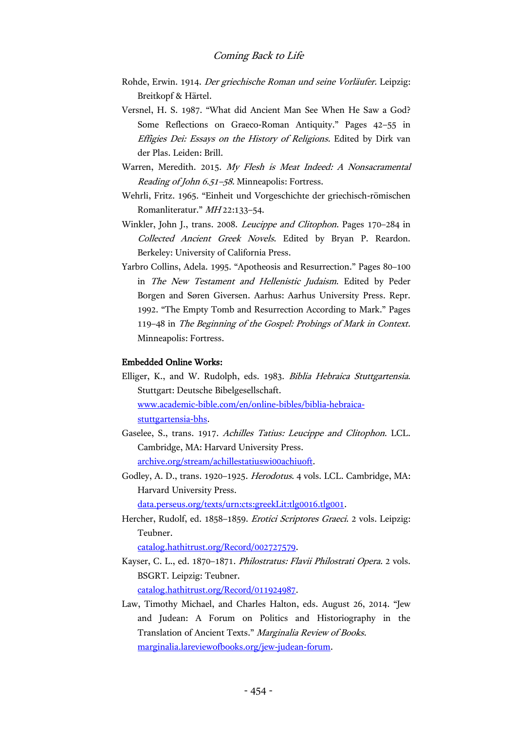Rohde, Erwin. 1914. *Der griechische Roman und seine Vorläufer*. Leipzig: Breitkopf & Härtel.

Versnel, H. S. 1987. "What did Ancient Man See When He Saw a God? Some Reflections on Graeco-Roman Antiquity." Pages 42–55 in *Effigies Dei: Essays on the History of Religions*. Edited by Dirk van der Plas. Leiden: Brill.

Warren, Meredith. 2015. *My Flesh is Meat Indeed: A Nonsacramental Reading of John 6.51–58*. Minneapolis: Fortress.

Wehrli, Fritz. 1965. "Einheit und Vorgeschichte der griechisch-römischen Romanliteratur." *MH* 22:133–54.

Winkler, John J., trans. 2008. *Leucippe and Clitophon*. Pages 170–284 in *Collected Ancient Greek Novels*. Edited by Bryan P. Reardon. Berkeley: University of California Press.

Yarbro Collins, Adela. 1995. "Apotheosis and Resurrection." Pages 80–100 in *The New Testament and Hellenistic Judaism*. Edited by Peder Borgen and Søren Giversen. Aarhus: Aarhus University Press. Repr. 1992. "The Empty Tomb and Resurrection According to Mark." Pages 119–48 in *The Beginning of the Gospel: Probings of Mark in Context*. Minneapolis: Fortress.

**Embedded Online Works:**

Elliger, K., and W. Rudolph, eds. 1983. *Biblia Hebraica Stuttgartensia*. Stuttgart: Deutsche Bibelgesellschaft. [www.academic-bible.com/en/online-bibles/biblia-hebraica-stuttgartensia-bhs](www.academic-bible.com/en/online-bibles/biblia-hebraica-stuttgartensia-bhs).

Gaselee, S., trans. 1917. *Achilles Tatius: Leucippe and Clitophon*. LCL. Cambridge, MA: Harvard University Press. [archive.org/stream/achillestatiuswi00achiuoft](archive.org/stream/achillestatiuswi00achiuoft).

Godley, A. D., trans. 1920–1925. *Herodotus*. 4 vols. LCL. Cambridge, MA: Harvard University Press. [data.perseus.org/texts/urn:cts:greekLit:tlg0016.tlg001](data.perseus.org/texts/urn:cts:greekLit:tlg0016.tlg001).

Hercher, Rudolf, ed. 1858–1859. *Erotici Scriptores Graeci*. 2 vols. Leipzig: Teubner. [catalog.hathitrust.org/Record/002727579](catalog.hathitrust.org/Record/002727579).

Kayser, C. L., ed. 1870–1871. *Philostratus: Flavii Philostrati Opera*. 2 vols. BSGRT. Leipzig: Teubner. [catalog.hathitrust.org/Record/011924987](catalog.hathitrust.org/Record/011924987).

Law, Timothy Michael, and Charles Halton, eds. August 26, 2014. "Jew and Judean: A Forum on Politics and Historiography in the Translation of Ancient Texts." *Marginalia Review of Books*. [marginalia.lareviewofbooks.org/jew-judean-forum](marginalia.lareviewofbooks.org/jew-judean-forum).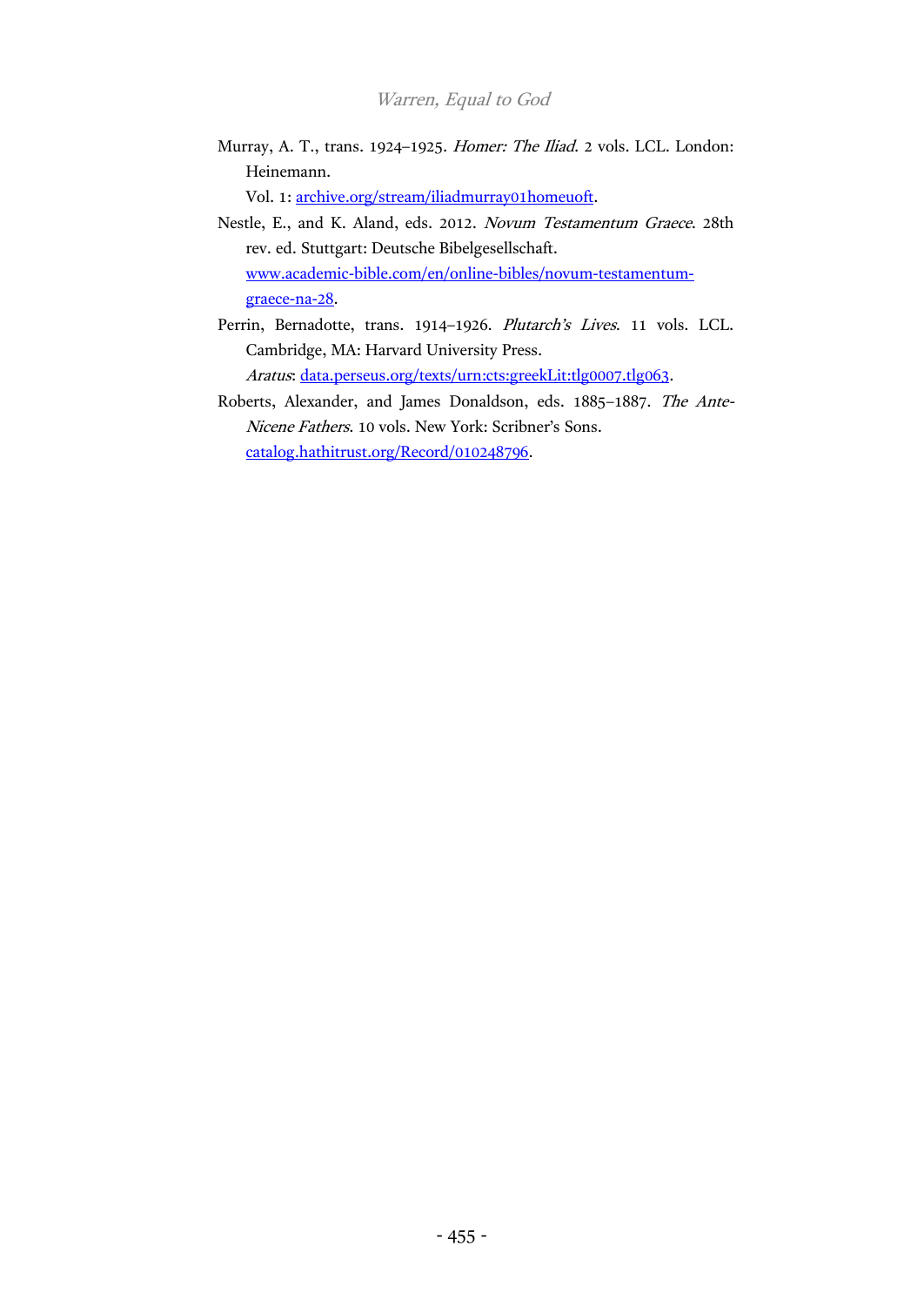Murray, A. T., trans. 1924–1925. *Homer: The Iliad*. 2 vols. LCL. London: Heinemann.
Vol. 1: archive.org/stream/iliadmurray01homeuoft.

Nestle, E., and K. Aland, eds. 2012. *Novum Testamentum Graece*. 28th rev. ed. Stuttgart: Deutsche Bibelgesellschaft.
www.academic-bible.com/en/online-bibles/novum-testamentum-graece-na-28.

Perrin, Bernadotte, trans. 1914–1926. *Plutarch's Lives*. 11 vols. LCL. Cambridge, MA: Harvard University Press.
*Aratus*: data.perseus.org/texts/urn:cts:greekLit:tlg0007.tlg063.

Roberts, Alexander, and James Donaldson, eds. 1885–1887. *The Ante-Nicene Fathers*. 10 vols. New York: Scribner's Sons.
catalog.hathitrust.org/Record/010248796.